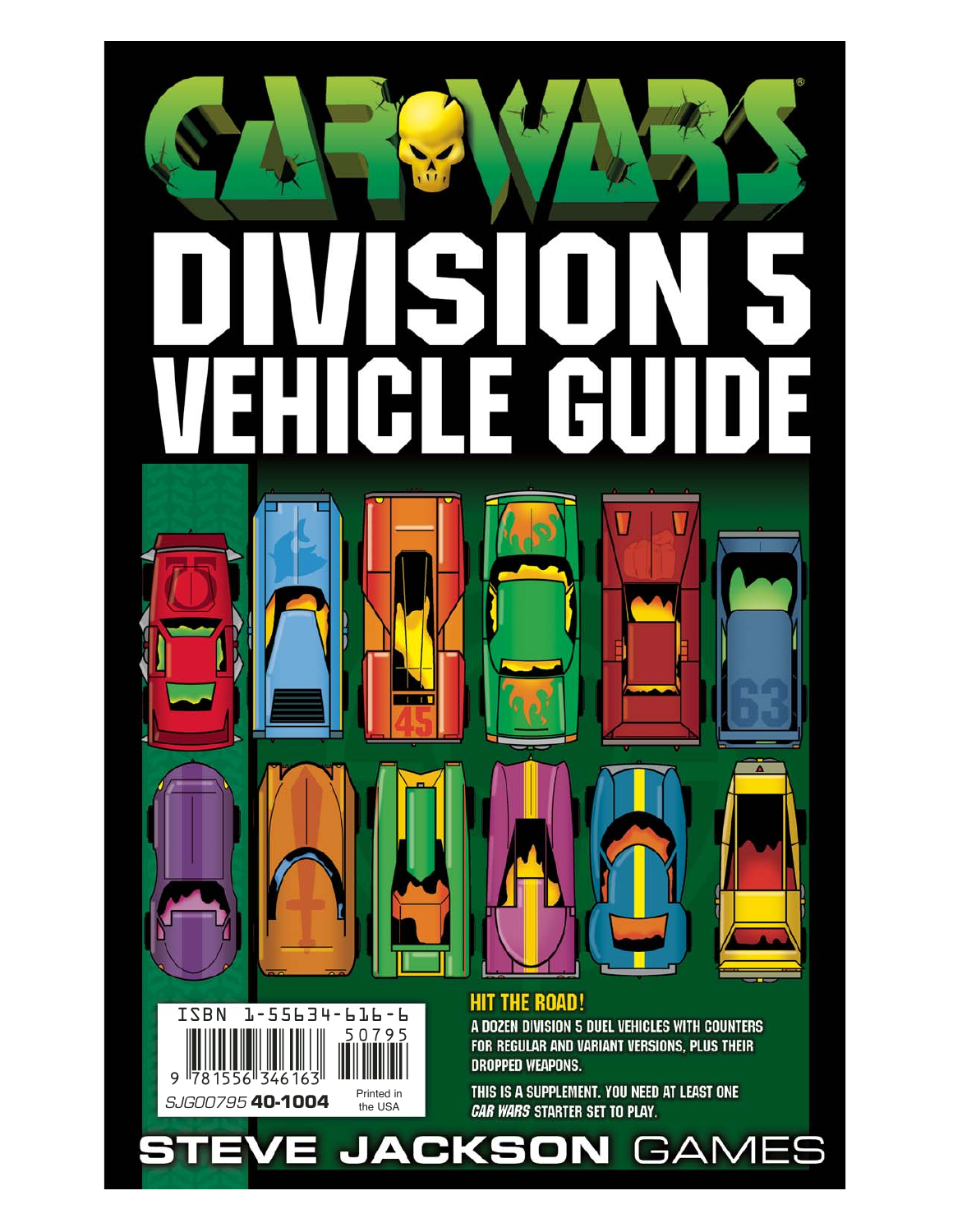# CAR WARS®

# DIVISION 5 VEHICLE GUIDE

## HIT THE ROAD!

A DOZEN DIVISION 5 DUEL VEHICLES WITH COUNTERS FOR REGULAR AND VARIANT VERSIONS, PLUS THEIR DROPPED WEAPONS.

THIS IS A SUPPLEMENT. YOU NEED AT LEAST ONE *CAR WARS* STARTER SET TO PLAY.

ISBN 1-55634-616-6

9 781556 346163 50795

SJG00795 **40-1004**

Printed in the USA

**STEVE JACKSON** GAMES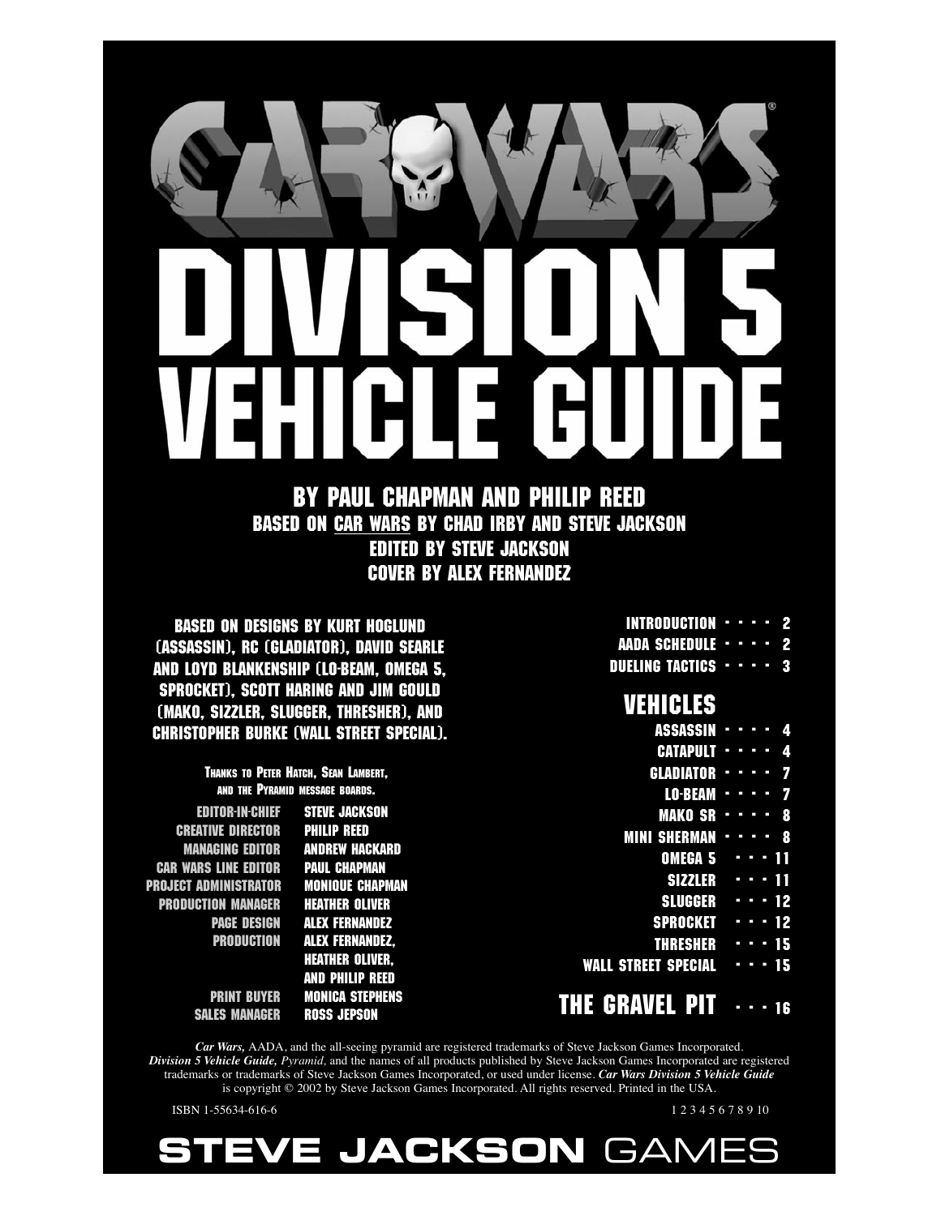# CAR WARS®

# DIVISION 5 VEHICLE GUIDE

## BY PAUL CHAPMAN AND PHILIP REED

**BASED ON CAR WARS BY CHAD IRBY AND STEVE JACKSON**

**EDITED BY STEVE JACKSON**

**COVER BY ALEX FERNANDEZ**

**BASED ON DESIGNS BY KURT HOGLUND (ASSASSIN), RC (GLADIATOR), DAVID SEARLE AND LOYD BLANKENSHIP (LO-BEAM, OMEGA 5, SPROCKET), SCOTT HARING AND JIM GOULD (MAKO, SIZZLER, SLUGGER, THRESHER), AND CHRISTOPHER BURKE (WALL STREET SPECIAL).**

Thanks to Peter Hatch, Sean Lambert, and the Pyramid message boards.

| | |
|---|---|
| EDITOR-IN-CHIEF | STEVE JACKSON |
| CREATIVE DIRECTOR | PHILIP REED |
| MANAGING EDITOR | ANDREW HACKARD |
| CAR WARS LINE EDITOR | PAUL CHAPMAN |
| PROJECT ADMINISTRATOR | MONIQUE CHAPMAN |
| PRODUCTION MANAGER | HEATHER OLIVER |
| PAGE DESIGN | ALEX FERNANDEZ |
| PRODUCTION | ALEX FERNANDEZ, HEATHER OLIVER, AND PHILIP REED |
| PRINT BUYER | MONICA STEPHENS |
| SALES MANAGER | ROSS JEPSON |

INTRODUCTION - - - - 2
AADA SCHEDULE - - - - 2
DUELING TACTICS - - - - 3

## VEHICLES

ASSASSIN - - - - 4
CATAPULT - - - - 4
GLADIATOR - - - - 7
LO-BEAM - - - - 7
MAKO SR - - - - 8
MINI SHERMAN - - - - 8
OMEGA 5 - - - 11
SIZZLER - - - 11
SLUGGER - - - 12
SPROCKET - - - 12
THRESHER - - - 15
WALL STREET SPECIAL - - - 15

## THE GRAVEL PIT - - - 16

*Car Wars,* AADA, and the all-seeing pyramid are registered trademarks of Steve Jackson Games Incorporated. *Division 5 Vehicle Guide, Pyramid,* and the names of all products published by Steve Jackson Games Incorporated are registered trademarks or trademarks of Steve Jackson Games Incorporated, or used under license. *Car Wars Division 5 Vehicle Guide* is copyright © 2002 by Steve Jackson Games Incorporated. All rights reserved. Printed in the USA.

ISBN 1-55634-616-6

1 2 3 4 5 6 7 8 9 10

STEVE JACKSON GAMES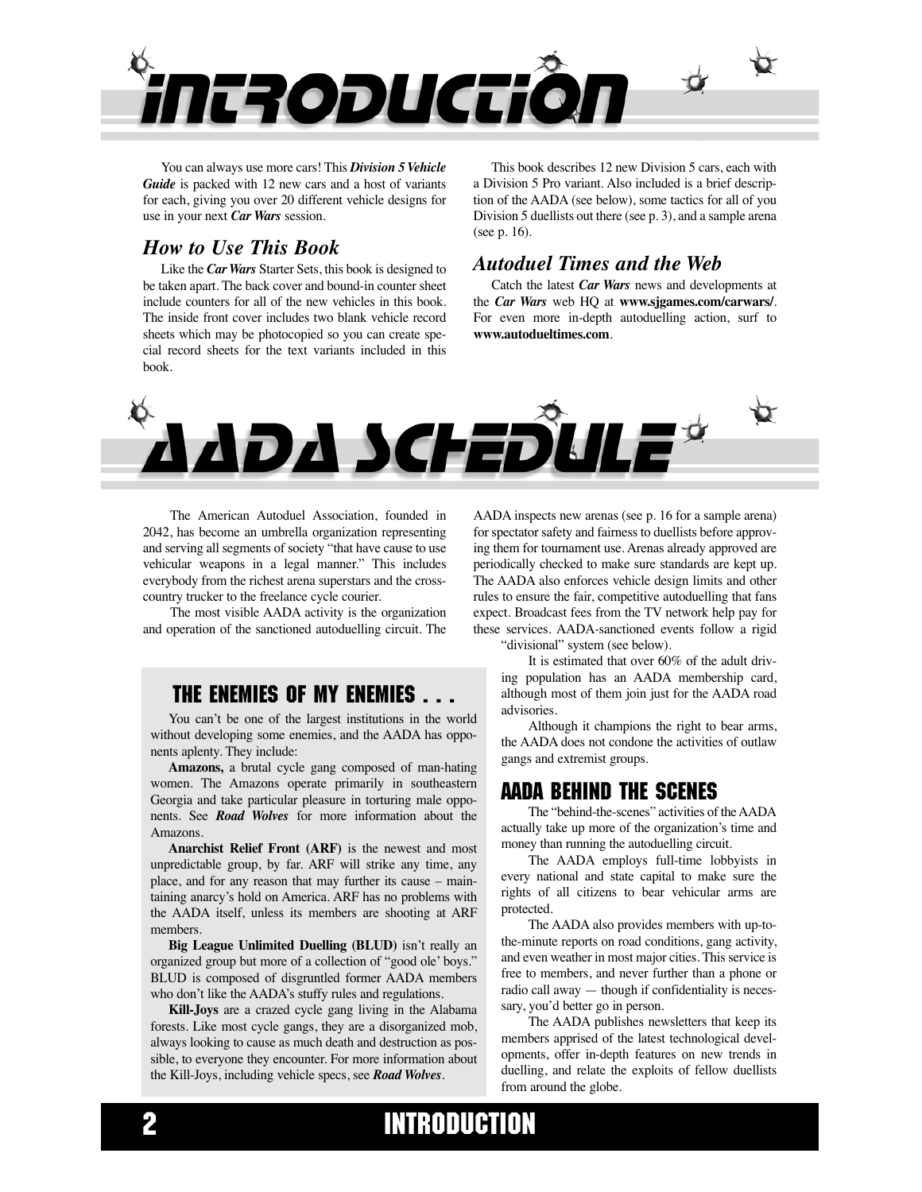# INTRODUCTION

You can always use more cars! This ***Division 5 Vehicle Guide*** is packed with 12 new cars and a host of variants for each, giving you over 20 different vehicle designs for use in your next ***Car Wars*** session.

## *How to Use This Book*

Like the ***Car Wars*** Starter Sets, this book is designed to be taken apart. The back cover and bound-in counter sheet include counters for all of the new vehicles in this book. The inside front cover includes two blank vehicle record sheets which may be photocopied so you can create special record sheets for the text variants included in this book.

This book describes 12 new Division 5 cars, each with a Division 5 Pro variant. Also included is a brief description of the AADA (see below), some tactics for all of you Division 5 duellists out there (see p. 3), and a sample arena (see p. 16).

## *Autoduel Times and the Web*

Catch the latest ***Car Wars*** news and developments at the ***Car Wars*** web HQ at **www.sjgames.com/carwars/**. For even more in-depth autodueling action, surf to **www.autodueltimes.com**.

# AADA SCHEDULE

The American Autoduel Association, founded in 2042, has become an umbrella organization representing and serving all segments of society "that have cause to use vehicular weapons in a legal manner." This includes everybody from the richest arena superstars and the cross-country trucker to the freelance cycle courier.

The most visible AADA activity is the organization and operation of the sanctioned autoduelling circuit. The AADA inspects new arenas (see p. 16 for a sample arena) for spectator safety and fairness to duellists before approving them for tournament use. Arenas already approved are periodically checked to make sure standards are kept up. The AADA also enforces vehicle design limits and other rules to ensure the fair, competitive autoduelling that fans expect. Broadcast fees from the TV network help pay for these services. AADA-sanctioned events follow a rigid "divisional" system (see below).

It is estimated that over 60% of the adult driving population has an AADA membership card, although most of them join just for the AADA road advisories.

Although it champions the right to bear arms, the AADA does not condone the activities of outlaw gangs and extremist groups.

## THE ENEMIES OF MY ENEMIES . . .

You can't be one of the largest institutions in the world without developing some enemies, and the AADA has opponents aplenty. They include:

**Amazons,** a brutal cycle gang composed of man-hating women. The Amazons operate primarily in southeastern Georgia and take particular pleasure in torturing male opponents. See ***Road Wolves*** for more information about the Amazons.

**Anarchist Relief Front (ARF)** is the newest and most unpredictable group, by far. ARF will strike any time, any place, and for any reason that may further its cause – maintaining anarcy's hold on America. ARF has no problems with the AADA itself, unless its members are shooting at ARF members.

**Big League Unlimited Duelling (BLUD)** isn't really an organized group but more of a collection of "good ole' boys." BLUD is composed of disgruntled former AADA members who don't like the AADA's stuffy rules and regulations.

**Kill-Joys** are a crazed cycle gang living in the Alabama forests. Like most cycle gangs, they are a disorganized mob, always looking to cause as much death and destruction as possible, to everyone they encounter. For more information about the Kill-Joys, including vehicle specs, see ***Road Wolves***.

## AADA BEHIND THE SCENES

The "behind-the-scenes" activities of the AADA actually take up more of the organization's time and money than running the autoduelling circuit.

The AADA employs full-time lobbyists in every national and state capital to make sure the rights of all citizens to bear vehicular arms are protected.

The AADA also provides members with up-to-the-minute reports on road conditions, gang activity, and even weather in most major cities. This service is free to members, and never further than a phone or radio call away — though if confidentiality is necessary, you'd better go in person.

The AADA publishes newsletters that keep its members apprised of the latest technological developments, offer in-depth features on new trends in duelling, and relate the exploits of fellow duellists from around the globe.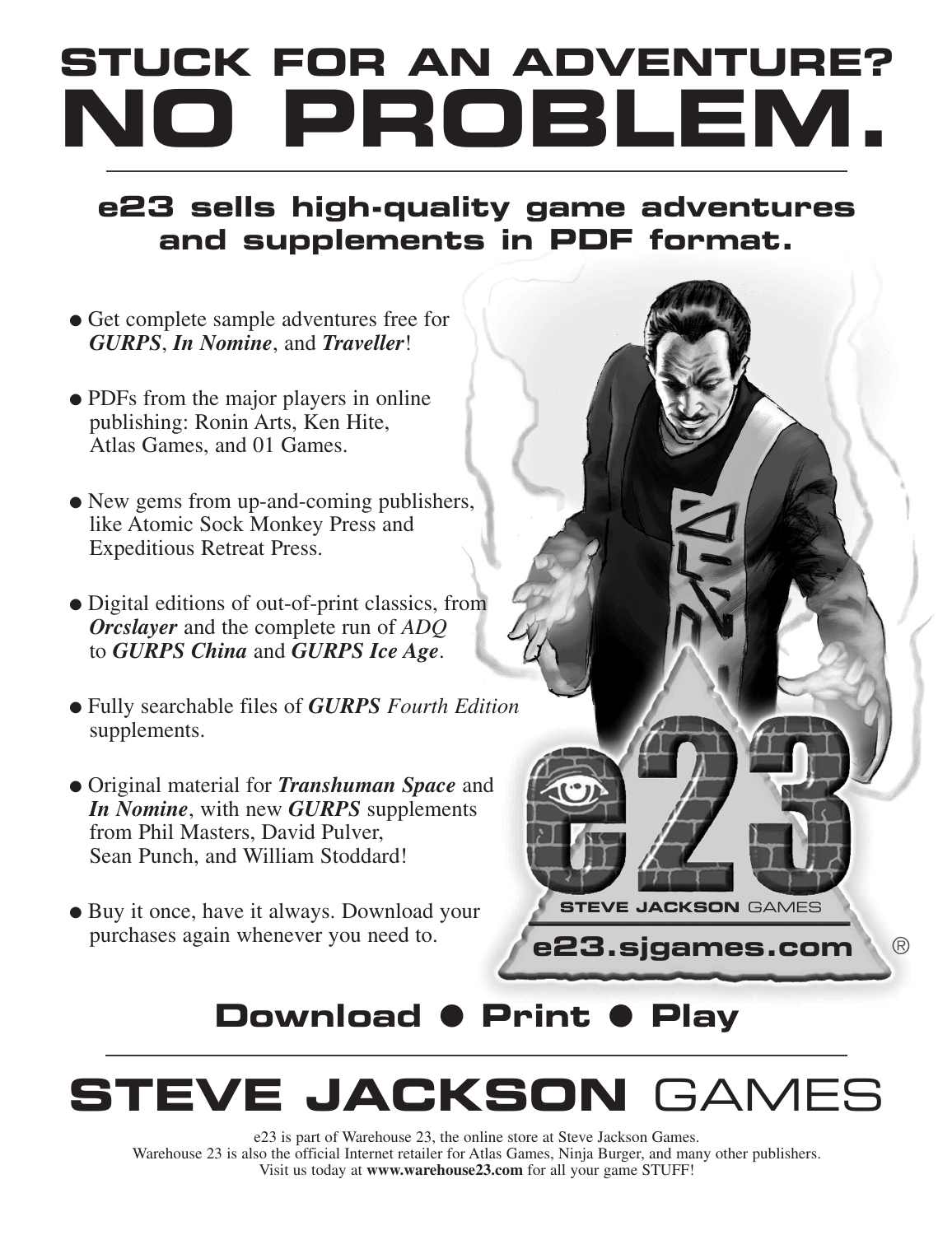# STUCK FOR AN ADVENTURE?
# NO PROBLEM.

## e23 sells high-quality game adventures and supplements in PDF format.

- Get complete sample adventures free for ***GURPS***, ***In Nomine***, and ***Traveller***!
- PDFs from the major players in online publishing: Ronin Arts, Ken Hite, Atlas Games, and 01 Games.
- New gems from up-and-coming publishers, like Atomic Sock Monkey Press and Expeditious Retreat Press.
- Digital editions of out-of-print classics, from ***Orcslayer*** and the complete run of *ADQ* to ***GURPS China*** and ***GURPS Ice Age***.
- Fully searchable files of ***GURPS*** *Fourth Edition* supplements.
- Original material for ***Transhuman Space*** and ***In Nomine***, with new ***GURPS*** supplements from Phil Masters, David Pulver, Sean Punch, and William Stoddard!
- Buy it once, have it always. Download your purchases again whenever you need to.

e23 STEVE JACKSON GAMES

**e23.sjgames.com** ®

## Download ● Print ● Play

# STEVE JACKSON GAMES

e23 is part of Warehouse 23, the online store at Steve Jackson Games.
Warehouse 23 is also the official Internet retailer for Atlas Games, Ninja Burger, and many other publishers.
Visit us today at **www.warehouse23.com** for all your game STUFF!